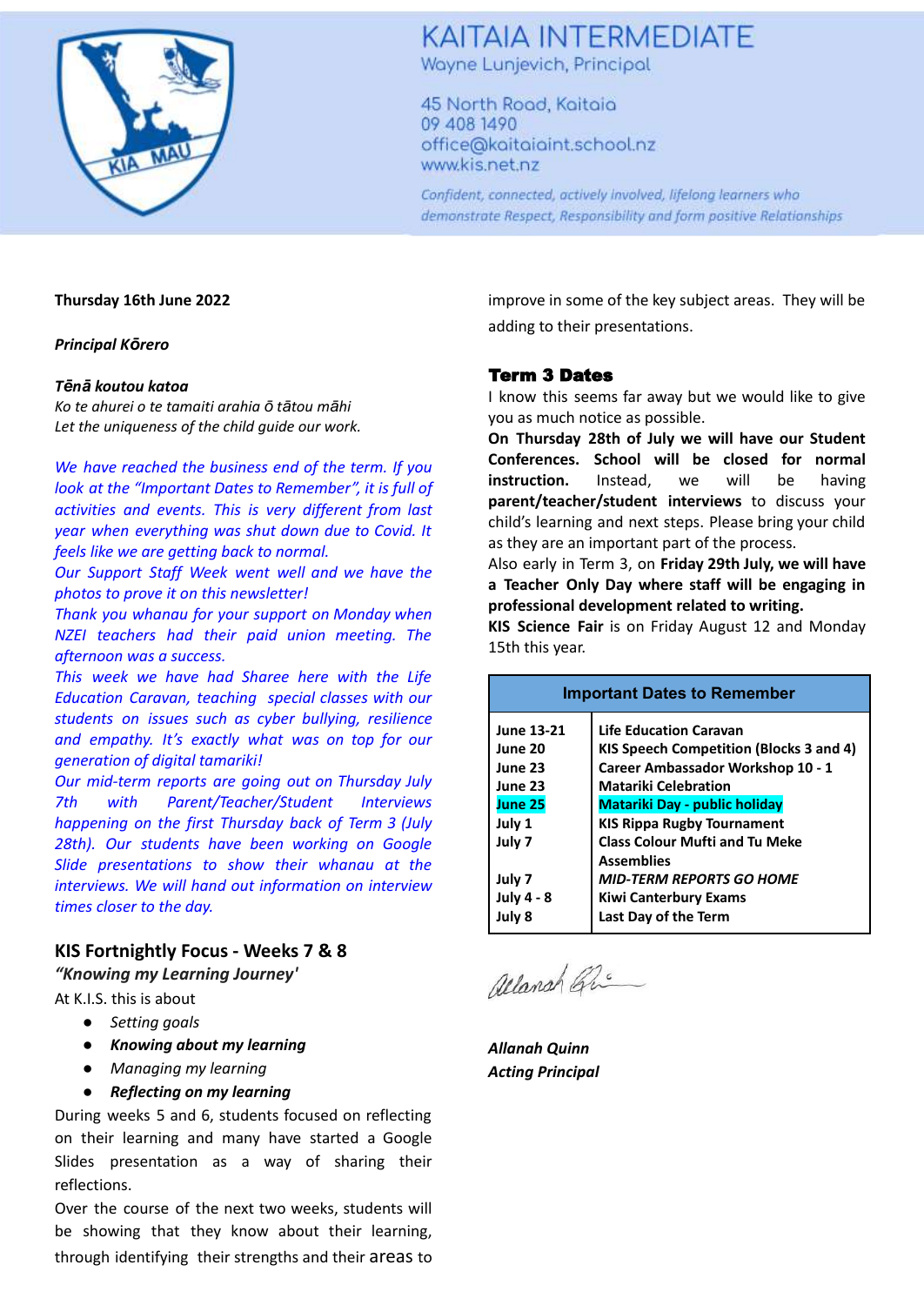# KAITAIA INTERMEDIATE

Wayne Lunjevich, Principal

45 North Road, Kaitaia
09 408 1490
office@kaitaiaint.school.nz
www.kis.net.nz

*Confident, connected, actively involved, lifelong learners who demonstrate Respect, Responsibility and form positive Relationships*

**Thursday 16th June 2022**

***Principal Kōrero***

***Tēnā koutou katoa***

*Ko te ahurei o te tamaiti arahia ō tātou māhi*
*Let the uniqueness of the child guide our work.*

*We have reached the business end of the term. If you look at the "Important Dates to Remember", it is full of activities and events. This is very different from last year when everything was shut down due to Covid. It feels like we are getting back to normal.*

*Our Support Staff Week went well and we have the photos to prove it on this newsletter!*

*Thank you whanau for your support on Monday when NZEI teachers had their paid union meeting. The afternoon was a success.*

*This week we have had Sharee here with the Life Education Caravan, teaching special classes with our students on issues such as cyber bullying, resilience and empathy. It's exactly what was on top for our generation of digital tamariki!*

*Our mid-term reports are going out on Thursday July 7th with Parent/Teacher/Student Interviews happening on the first Thursday back of Term 3 (July 28th). Our students have been working on Google Slide presentations to show their whanau at the interviews. We will hand out information on interview times closer to the day.*

## KIS Fortnightly Focus - Weeks 7 & 8

***"Knowing my Learning Journey'***

At K.I.S. this is about

- *Setting goals*
- ***Knowing about my learning***
- *Managing my learning*
- ***Reflecting on my learning***

During weeks 5 and 6, students focused on reflecting on their learning and many have started a Google Slides presentation as a way of sharing their reflections.

Over the course of the next two weeks, students will be showing that they know about their learning, through identifying their strengths and their areas to improve in some of the key subject areas. They will be adding to their presentations.

## Term 3 Dates

I know this seems far away but we would like to give you as much notice as possible.

**On Thursday 28th of July we will have our Student Conferences. School will be closed for normal instruction.** Instead, we will be having **parent/teacher/student interviews** to discuss your child's learning and next steps. Please bring your child as they are an important part of the process.

Also early in Term 3, on **Friday 29th July, we will have a Teacher Only Day where staff will be engaging in professional development related to writing.**

**KIS Science Fair** is on Friday August 12 and Monday 15th this year.

| Important Dates to Remember | |
|---|---|
| **June 13-21** | **Life Education Caravan** |
| **June 20** | **KIS Speech Competition (Blocks 3 and 4)** |
| **June 23** | **Career Ambassador Workshop 10 - 1** |
| **June 23** | **Matariki Celebration** |
| **June 25** | **Matariki Day - public holiday** |
| **July 1** | **KIS Rippa Rugby Tournament** |
| **July 7** | **Class Colour Mufti and Tu Meke Assemblies** |
| **July 7** | ***MID-TERM REPORTS GO HOME*** |
| **July 4 - 8** | **Kiwi Canterbury Exams** |
| **July 8** | **Last Day of the Term** |

***Allanah Quinn***
***Acting Principal***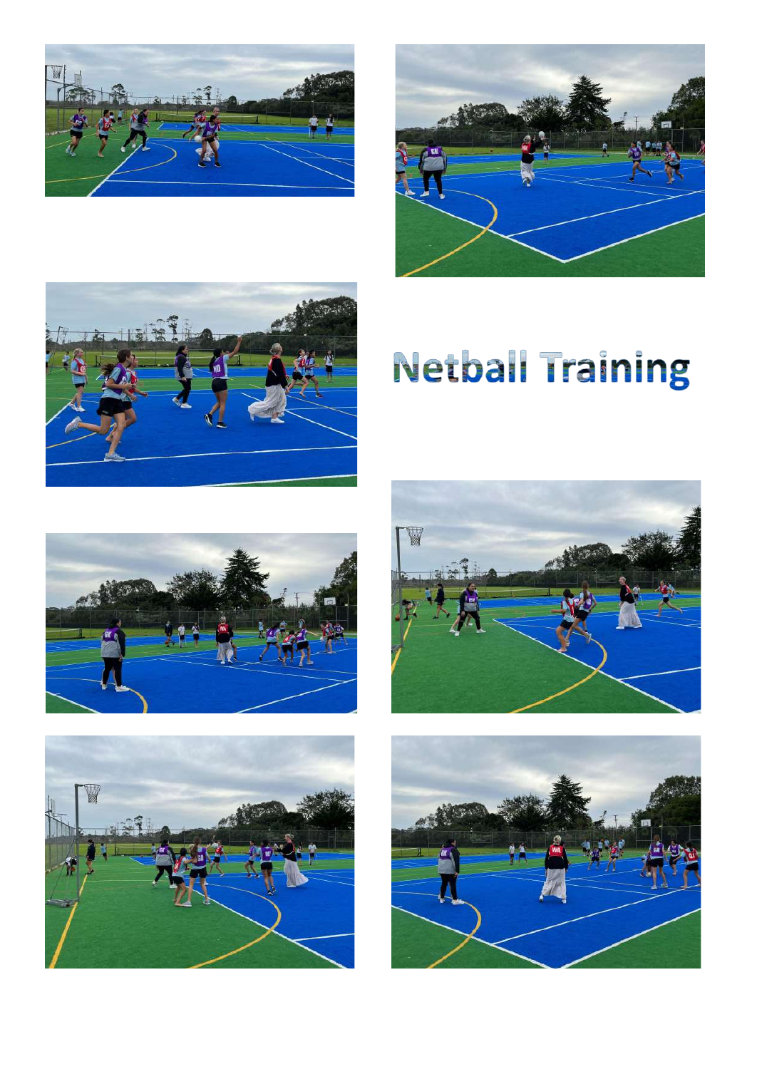# Netball Training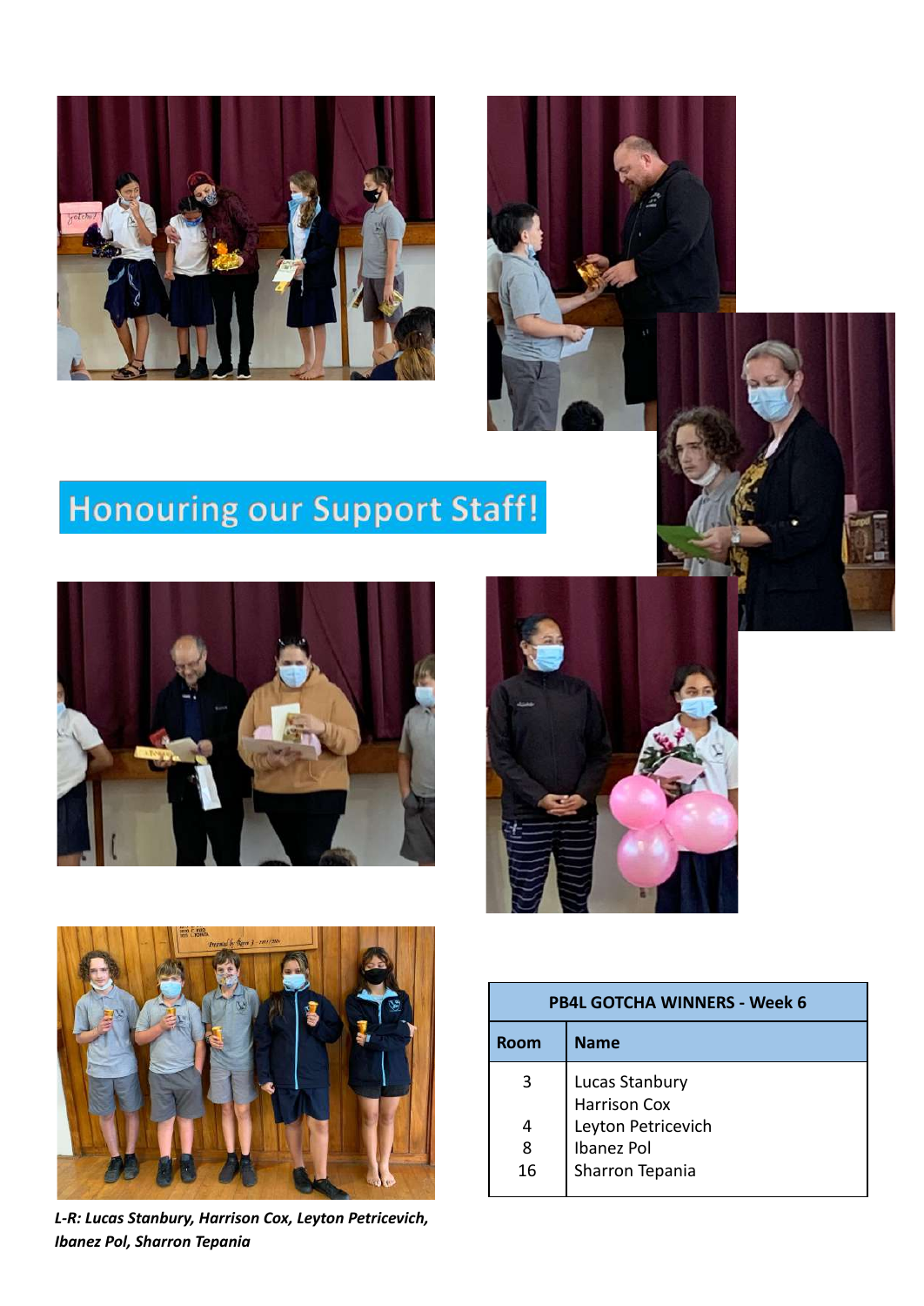## Honouring our Support Staff!

*L-R: Lucas Stanbury, Harrison Cox, Leyton Petricevich, Ibanez Pol, Sharron Tepania*

| PB4L GOTCHA WINNERS - Week 6 | |
|---|---|
| **Room** | **Name** |
| 3 | Lucas Stanbury<br>Harrison Cox |
| 4 | Leyton Petricevich |
| 8 | Ibanez Pol |
| 16 | Sharron Tepania |